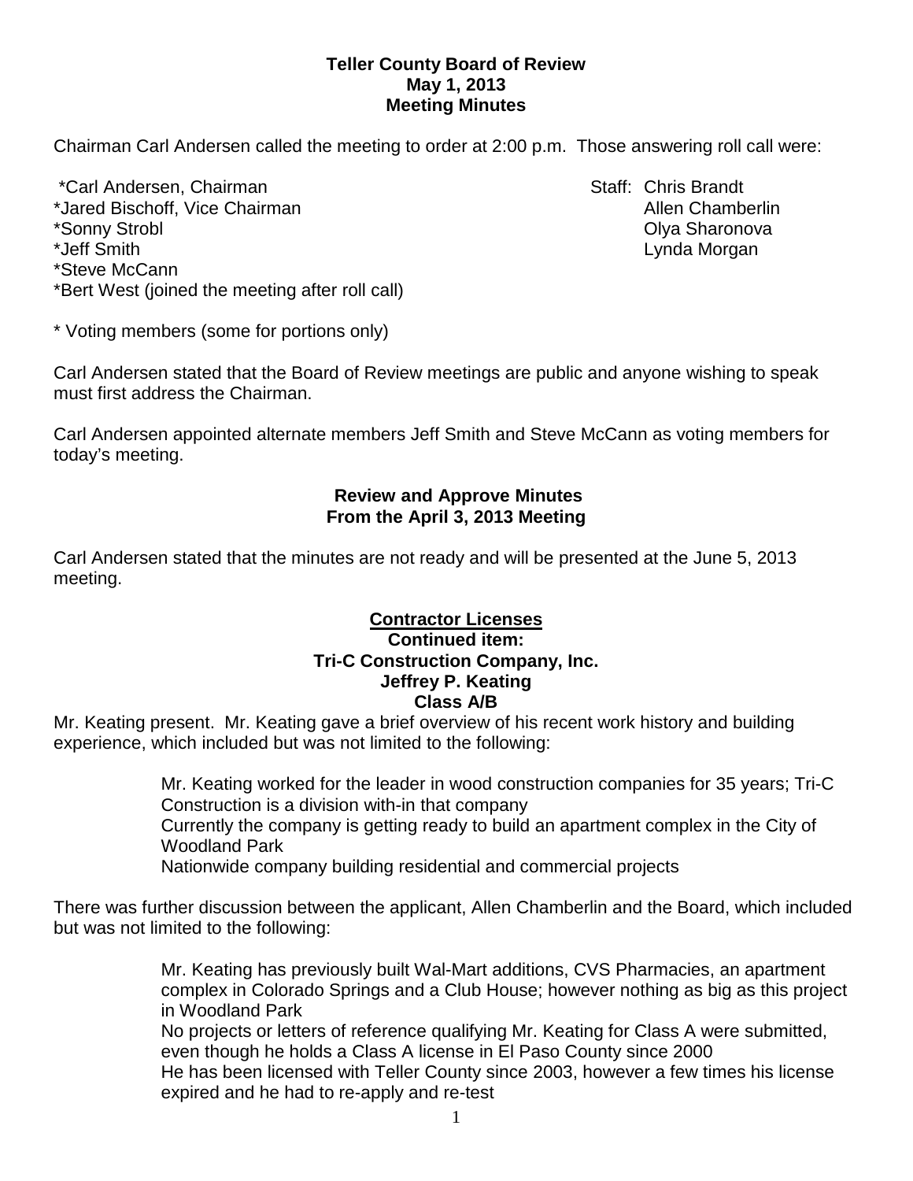**Teller County Board of Review**
**May 1, 2013**
**Meeting Minutes**

Chairman Carl Andersen called the meeting to order at 2:00 p.m. Those answering roll call were:

*Carl Andersen, Chairman
*Jared Bischoff, Vice Chairman
*Sonny Strobl
*Jeff Smith
*Steve McCann
*Bert West (joined the meeting after roll call)

Staff: Chris Brandt
Allen Chamberlin
Olya Sharonova
Lynda Morgan

* Voting members (some for portions only)

Carl Andersen stated that the Board of Review meetings are public and anyone wishing to speak must first address the Chairman.

Carl Andersen appointed alternate members Jeff Smith and Steve McCann as voting members for today's meeting.

**Review and Approve Minutes**
**From the April 3, 2013 Meeting**

Carl Andersen stated that the minutes are not ready and will be presented at the June 5, 2013 meeting.

**Contractor Licenses**
**Continued item:**
**Tri-C Construction Company, Inc.**
**Jeffrey P. Keating**
**Class A/B**

Mr. Keating present. Mr. Keating gave a brief overview of his recent work history and building experience, which included but was not limited to the following:

> Mr. Keating worked for the leader in wood construction companies for 35 years; Tri-C Construction is a division with-in that company
> Currently the company is getting ready to build an apartment complex in the City of Woodland Park
> Nationwide company building residential and commercial projects

There was further discussion between the applicant, Allen Chamberlin and the Board, which included but was not limited to the following:

> Mr. Keating has previously built Wal-Mart additions, CVS Pharmacies, an apartment complex in Colorado Springs and a Club House; however nothing as big as this project in Woodland Park
> No projects or letters of reference qualifying Mr. Keating for Class A were submitted, even though he holds a Class A license in El Paso County since 2000
> He has been licensed with Teller County since 2003, however a few times his license expired and he had to re-apply and re-test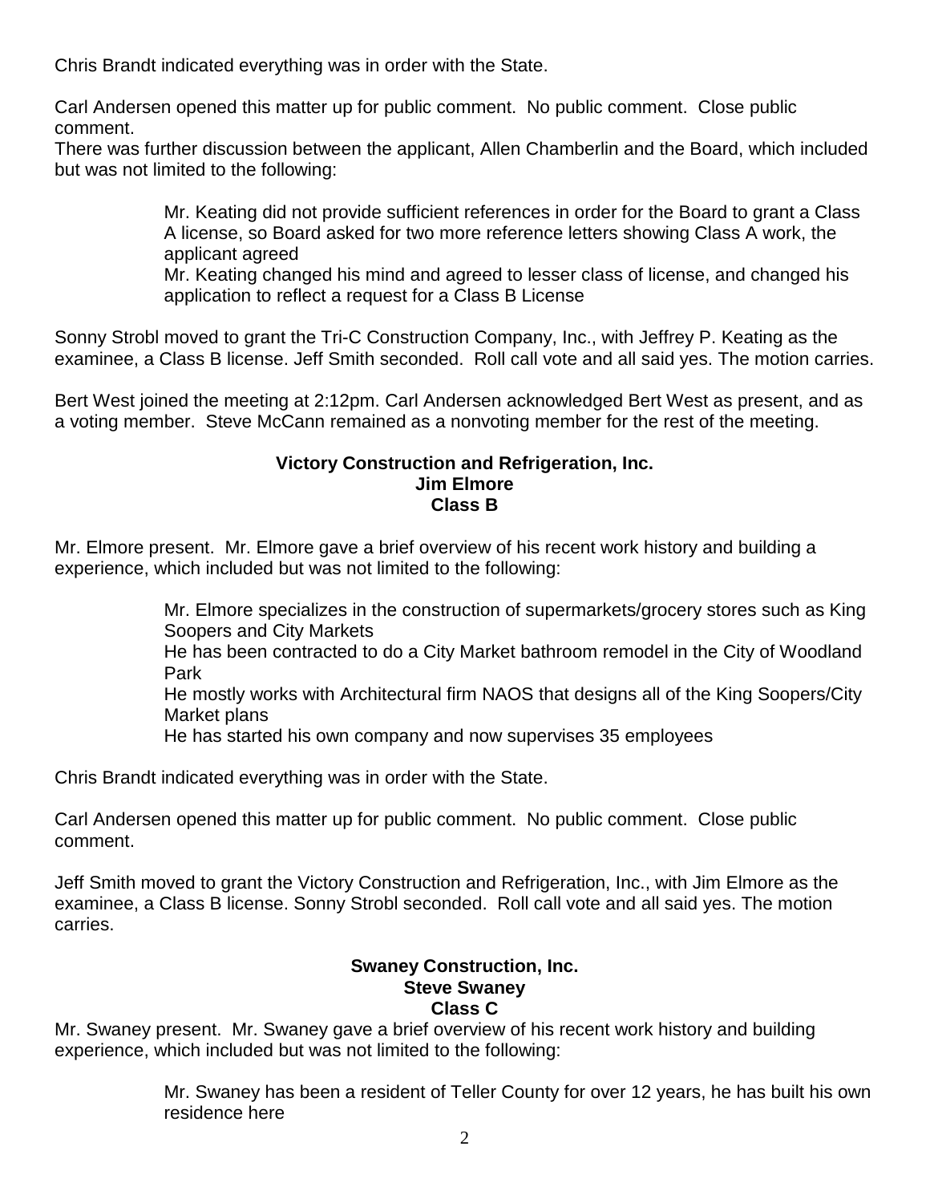Chris Brandt indicated everything was in order with the State.

Carl Andersen opened this matter up for public comment. No public comment. Close public comment.

There was further discussion between the applicant, Allen Chamberlin and the Board, which included but was not limited to the following:

> Mr. Keating did not provide sufficient references in order for the Board to grant a Class A license, so Board asked for two more reference letters showing Class A work, the applicant agreed
> Mr. Keating changed his mind and agreed to lesser class of license, and changed his application to reflect a request for a Class B License

Sonny Strobl moved to grant the Tri-C Construction Company, Inc., with Jeffrey P. Keating as the examinee, a Class B license. Jeff Smith seconded. Roll call vote and all said yes. The motion carries.

Bert West joined the meeting at 2:12pm. Carl Andersen acknowledged Bert West as present, and as a voting member. Steve McCann remained as a nonvoting member for the rest of the meeting.

**Victory Construction and Refrigeration, Inc.**
**Jim Elmore**
**Class B**

Mr. Elmore present. Mr. Elmore gave a brief overview of his recent work history and building a experience, which included but was not limited to the following:

> Mr. Elmore specializes in the construction of supermarkets/grocery stores such as King Soopers and City Markets
> He has been contracted to do a City Market bathroom remodel in the City of Woodland Park
> He mostly works with Architectural firm NAOS that designs all of the King Soopers/City Market plans
> He has started his own company and now supervises 35 employees

Chris Brandt indicated everything was in order with the State.

Carl Andersen opened this matter up for public comment. No public comment. Close public comment.

Jeff Smith moved to grant the Victory Construction and Refrigeration, Inc., with Jim Elmore as the examinee, a Class B license. Sonny Strobl seconded. Roll call vote and all said yes. The motion carries.

**Swaney Construction, Inc.**
**Steve Swaney**
**Class C**

Mr. Swaney present. Mr. Swaney gave a brief overview of his recent work history and building experience, which included but was not limited to the following:

> Mr. Swaney has been a resident of Teller County for over 12 years, he has built his own residence here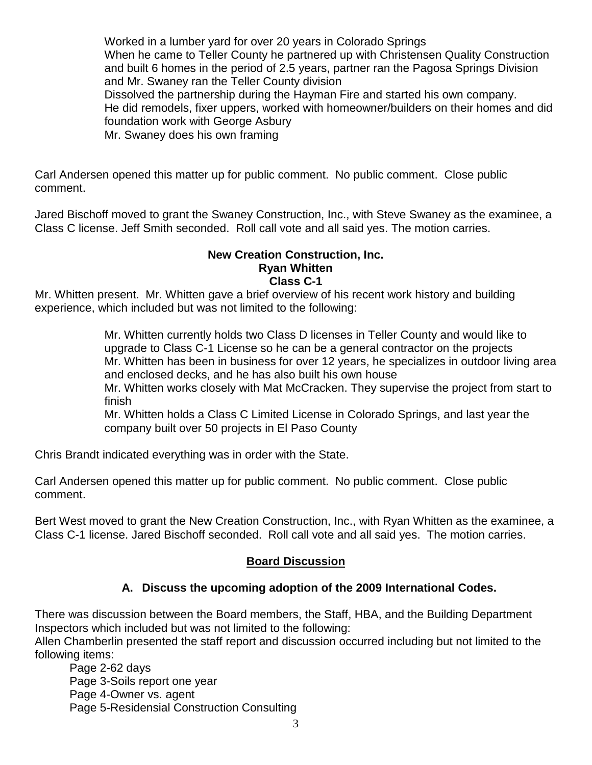Worked in a lumber yard for over 20 years in Colorado Springs
When he came to Teller County he partnered up with Christensen Quality Construction and built 6 homes in the period of 2.5 years, partner ran the Pagosa Springs Division and Mr. Swaney ran the Teller County division
Dissolved the partnership during the Hayman Fire and started his own company.
He did remodels, fixer uppers, worked with homeowner/builders on their homes and did foundation work with George Asbury
Mr. Swaney does his own framing

Carl Andersen opened this matter up for public comment. No public comment. Close public comment.

Jared Bischoff moved to grant the Swaney Construction, Inc., with Steve Swaney as the examinee, a Class C license. Jeff Smith seconded. Roll call vote and all said yes. The motion carries.

**New Creation Construction, Inc.**
**Ryan Whitten**
**Class C-1**

Mr. Whitten present. Mr. Whitten gave a brief overview of his recent work history and building experience, which included but was not limited to the following:

Mr. Whitten currently holds two Class D licenses in Teller County and would like to upgrade to Class C-1 License so he can be a general contractor on the projects
Mr. Whitten has been in business for over 12 years, he specializes in outdoor living area and enclosed decks, and he has also built his own house
Mr. Whitten works closely with Mat McCracken. They supervise the project from start to finish
Mr. Whitten holds a Class C Limited License in Colorado Springs, and last year the company built over 50 projects in El Paso County

Chris Brandt indicated everything was in order with the State.

Carl Andersen opened this matter up for public comment. No public comment. Close public comment.

Bert West moved to grant the New Creation Construction, Inc., with Ryan Whitten as the examinee, a Class C-1 license. Jared Bischoff seconded. Roll call vote and all said yes. The motion carries.

## Board Discussion

### A. Discuss the upcoming adoption of the 2009 International Codes.

There was discussion between the Board members, the Staff, HBA, and the Building Department Inspectors which included but was not limited to the following:
Allen Chamberlin presented the staff report and discussion occurred including but not limited to the following items:

Page 2-62 days
Page 3-Soils report one year
Page 4-Owner vs. agent
Page 5-Residensial Construction Consulting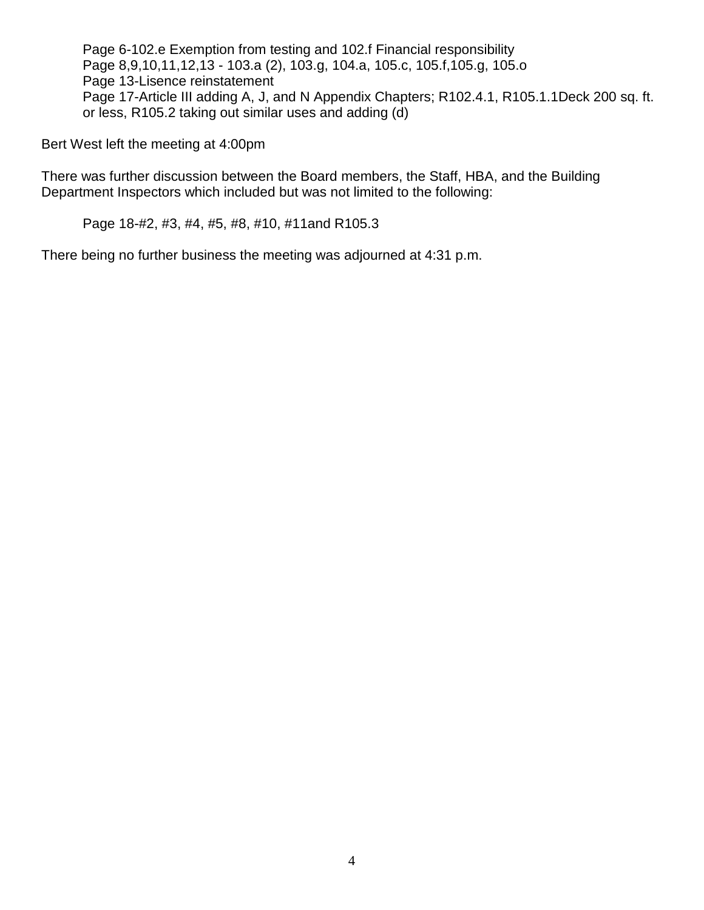Page 6-102.e Exemption from testing and 102.f Financial responsibility
Page 8,9,10,11,12,13 - 103.a (2), 103.g, 104.a, 105.c, 105.f,105.g, 105.o
Page 13-Lisence reinstatement
Page 17-Article III adding A, J, and N Appendix Chapters; R102.4.1, R105.1.1Deck 200 sq. ft. or less, R105.2 taking out similar uses and adding (d)

Bert West left the meeting at 4:00pm

There was further discussion between the Board members, the Staff, HBA, and the Building Department Inspectors which included but was not limited to the following:

Page 18-#2, #3, #4, #5, #8, #10, #11and R105.3

There being no further business the meeting was adjourned at 4:31 p.m.